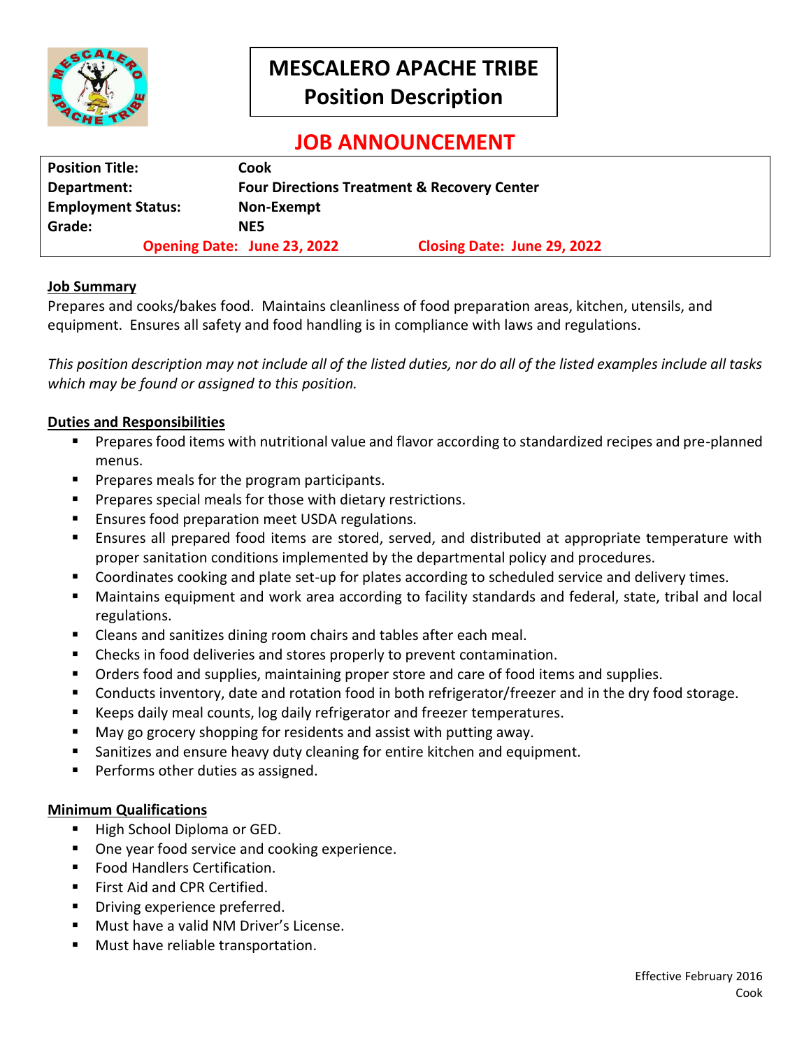# MESCALERO APACHE TRIBE
## Position Description

## JOB ANNOUNCEMENT

| | |
|---|---|
| **Position Title:** | **Cook** |
| **Department:** | **Four Directions Treatment & Recovery Center** |
| **Employment Status:** | **Non-Exempt** |
| **Grade:** | **NE5** |
| **Opening Date: June 23, 2022** | **Closing Date: June 29, 2022** |

**Job Summary**

Prepares and cooks/bakes food. Maintains cleanliness of food preparation areas, kitchen, utensils, and equipment. Ensures all safety and food handling is in compliance with laws and regulations.

*This position description may not include all of the listed duties, nor do all of the listed examples include all tasks which may be found or assigned to this position.*

**Duties and Responsibilities**

- Prepares food items with nutritional value and flavor according to standardized recipes and pre-planned menus.
- Prepares meals for the program participants.
- Prepares special meals for those with dietary restrictions.
- Ensures food preparation meet USDA regulations.
- Ensures all prepared food items are stored, served, and distributed at appropriate temperature with proper sanitation conditions implemented by the departmental policy and procedures.
- Coordinates cooking and plate set-up for plates according to scheduled service and delivery times.
- Maintains equipment and work area according to facility standards and federal, state, tribal and local regulations.
- Cleans and sanitizes dining room chairs and tables after each meal.
- Checks in food deliveries and stores properly to prevent contamination.
- Orders food and supplies, maintaining proper store and care of food items and supplies.
- Conducts inventory, date and rotation food in both refrigerator/freezer and in the dry food storage.
- Keeps daily meal counts, log daily refrigerator and freezer temperatures.
- May go grocery shopping for residents and assist with putting away.
- Sanitizes and ensure heavy duty cleaning for entire kitchen and equipment.
- Performs other duties as assigned.

**Minimum Qualifications**

- High School Diploma or GED.
- One year food service and cooking experience.
- Food Handlers Certification.
- First Aid and CPR Certified.
- Driving experience preferred.
- Must have a valid NM Driver's License.
- Must have reliable transportation.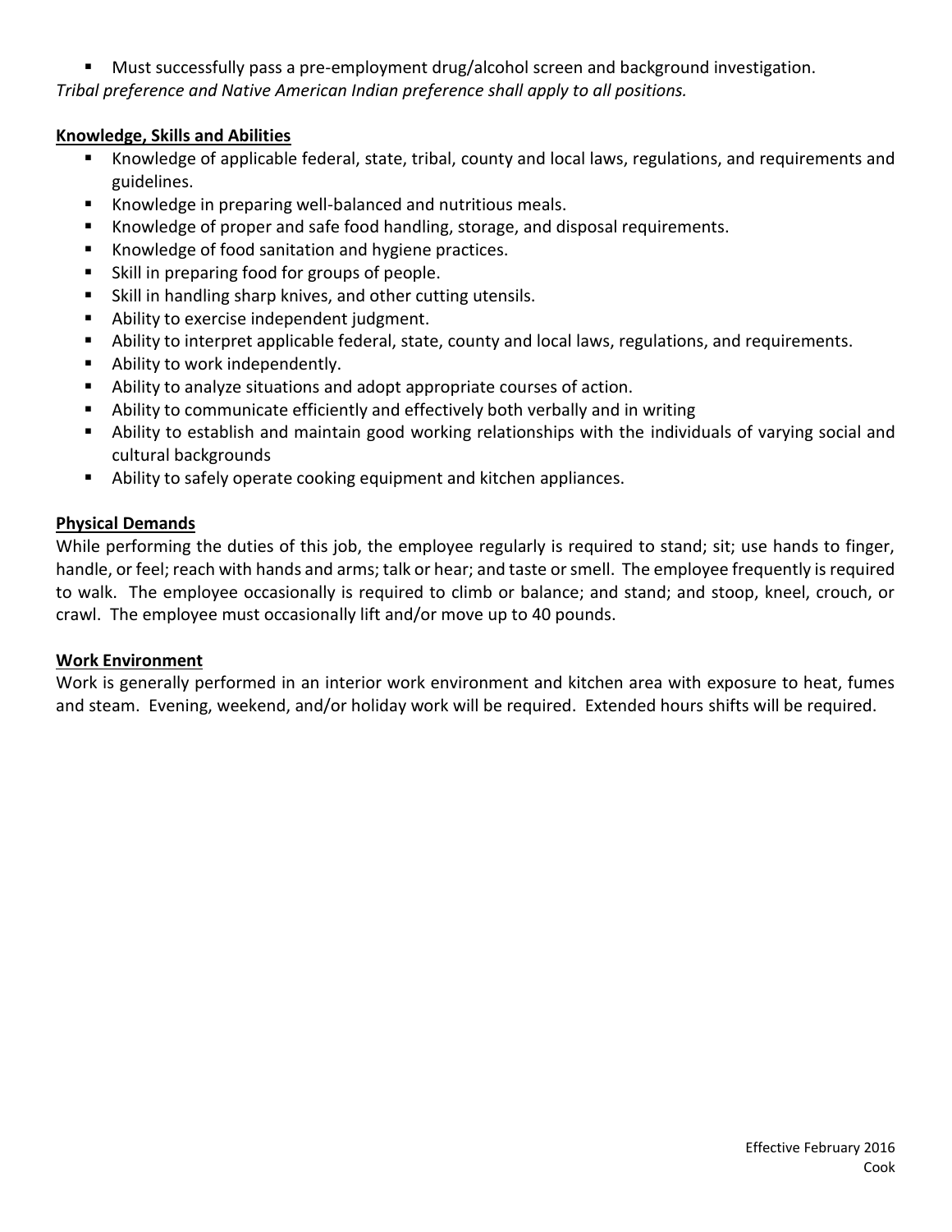- Must successfully pass a pre-employment drug/alcohol screen and background investigation.

*Tribal preference and Native American Indian preference shall apply to all positions.*

**Knowledge, Skills and Abilities**

- Knowledge of applicable federal, state, tribal, county and local laws, regulations, and requirements and guidelines.
- Knowledge in preparing well-balanced and nutritious meals.
- Knowledge of proper and safe food handling, storage, and disposal requirements.
- Knowledge of food sanitation and hygiene practices.
- Skill in preparing food for groups of people.
- Skill in handling sharp knives, and other cutting utensils.
- Ability to exercise independent judgment.
- Ability to interpret applicable federal, state, county and local laws, regulations, and requirements.
- Ability to work independently.
- Ability to analyze situations and adopt appropriate courses of action.
- Ability to communicate efficiently and effectively both verbally and in writing
- Ability to establish and maintain good working relationships with the individuals of varying social and cultural backgrounds
- Ability to safely operate cooking equipment and kitchen appliances.

**Physical Demands**

While performing the duties of this job, the employee regularly is required to stand; sit; use hands to finger, handle, or feel; reach with hands and arms; talk or hear; and taste or smell. The employee frequently is required to walk. The employee occasionally is required to climb or balance; and stand; and stoop, kneel, crouch, or crawl. The employee must occasionally lift and/or move up to 40 pounds.

**Work Environment**

Work is generally performed in an interior work environment and kitchen area with exposure to heat, fumes and steam. Evening, weekend, and/or holiday work will be required. Extended hours shifts will be required.

Effective February 2016

Cook